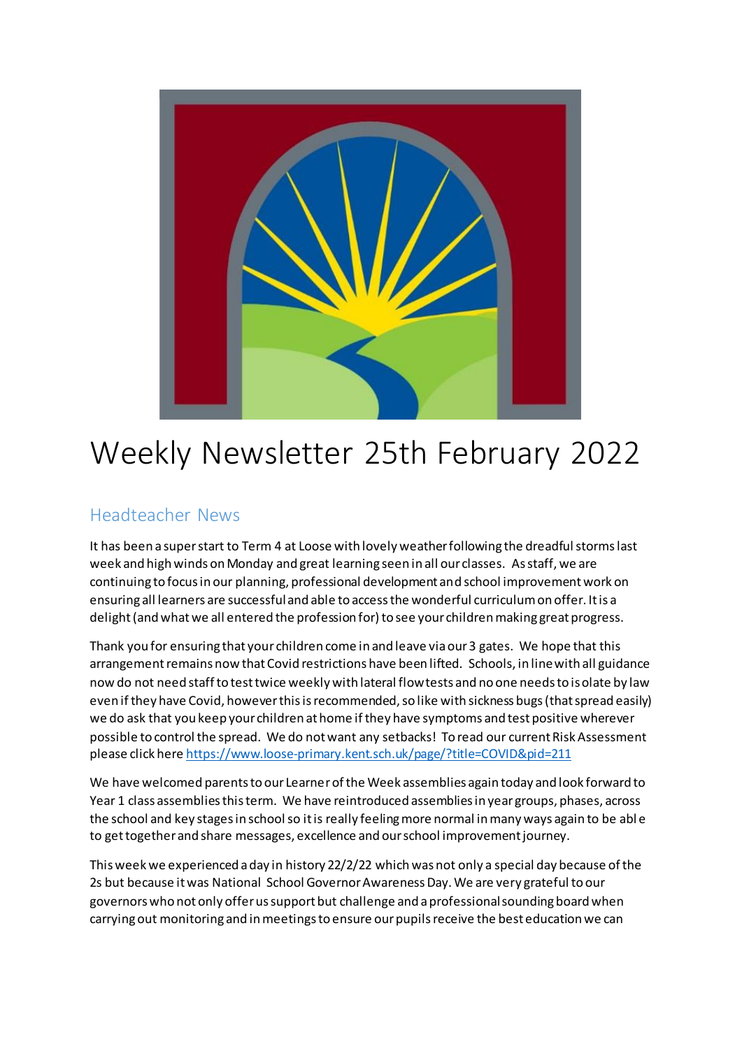# Weekly Newsletter 25th February 2022

## Headteacher News

It has been a super start to Term 4 at Loose with lovely weather following the dreadful storms last week and high winds on Monday and great learning seen in all our classes. As staff, we are continuing to focus in our planning, professional development and school improvement work on ensuring all learners are successful and able to access the wonderful curriculum on offer. It is a delight (and what we all entered the profession for) to see your children making great progress.

Thank you for ensuring that your children come in and leave via our 3 gates. We hope that this arrangement remains now that Covid restrictions have been lifted. Schools, in line with all guidance now do not need staff to test twice weekly with lateral flow tests and no one needs to isolate by law even if they have Covid, however this is recommended, so like with sickness bugs (that spread easily) we do ask that you keep your children at home if they have symptoms and test positive wherever possible to control the spread. We do not want any setbacks! To read our current Risk Assessment please click here https://www.loose-primary.kent.sch.uk/page/?title=COVID&pid=211

We have welcomed parents to our Learner of the Week assemblies again today and look forward to Year 1 class assemblies this term. We have reintroduced assemblies in year groups, phases, across the school and key stages in school so it is really feeling more normal in many ways again to be able to get together and share messages, excellence and our school improvement journey.

This week we experienced a day in history 22/2/22 which was not only a special day because of the 2s but because it was National School Governor Awareness Day. We are very grateful to our governors who not only offer us support but challenge and a professional sounding board when carrying out monitoring and in meetings to ensure our pupils receive the best education we can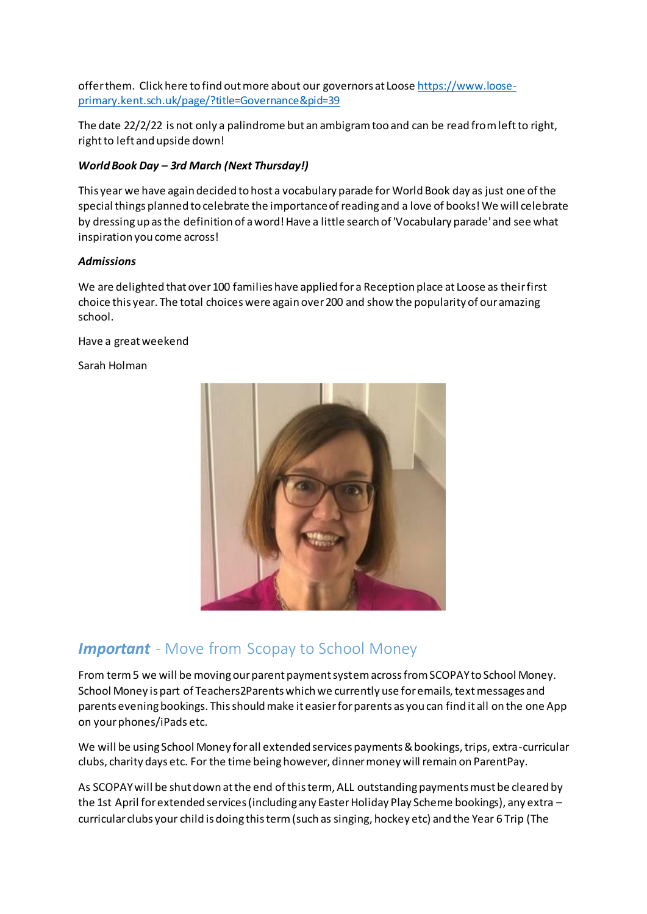offer them. Click here to find out more about our governors at Loose https://www.loose-primary.kent.sch.uk/page/?title=Governance&pid=39

The date 22/2/22 is not only a palindrome but an ambigram too and can be read from left to right, right to left and upside down!

***World Book Day – 3rd March (Next Thursday!)***

This year we have again decided to host a vocabulary parade for World Book day as just one of the special things planned to celebrate the importance of reading and a love of books! We will celebrate by dressing up as the definition of a word! Have a little search of 'Vocabulary parade' and see what inspiration you come across!

***Admissions***

We are delighted that over 100 families have applied for a Reception place at Loose as their first choice this year. The total choices were again over 200 and show the popularity of our amazing school.

Have a great weekend

Sarah Holman

## ***Important*** - Move from Scopay to School Money

From term 5 we will be moving our parent payment system across from SCOPAY to School Money. School Money is part of Teachers2Parents which we currently use for emails, text messages and parents evening bookings. This should make it easier for parents as you can find it all on the one App on your phones/iPads etc.

We will be using School Money for all extended services payments & bookings, trips, extra-curricular clubs, charity days etc. For the time being however, dinner money will remain on ParentPay.

As SCOPAY will be shut down at the end of this term, ALL outstanding payments must be cleared by the 1st April for extended services (including any Easter Holiday Play Scheme bookings), any extra – curricular clubs your child is doing this term (such as singing, hockey etc) and the Year 6 Trip (The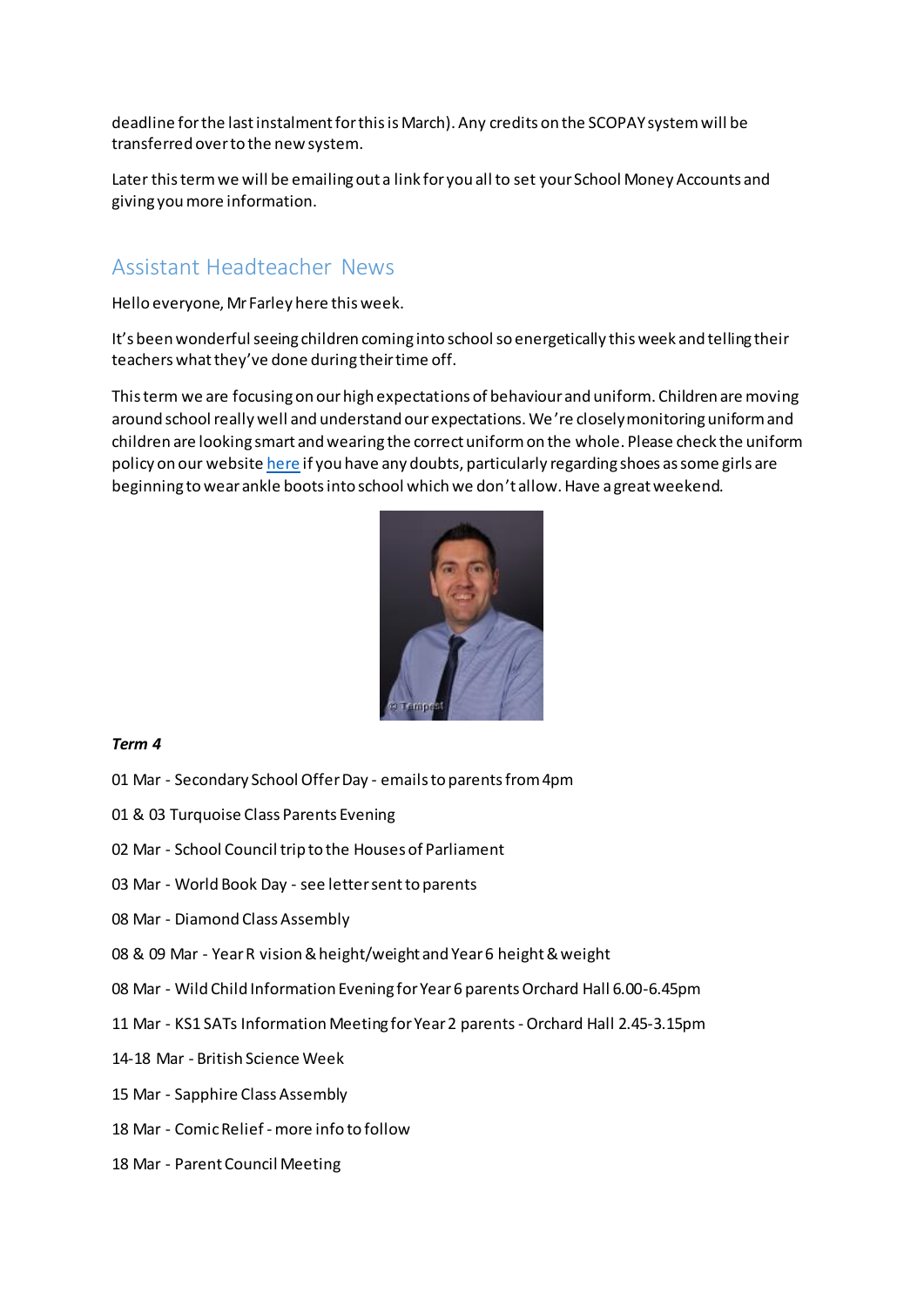deadline for the last instalment for this is March). Any credits on the SCOPAY system will be transferred over to the new system.

Later this term we will be emailing out a link for you all to set your School Money Accounts and giving you more information.

## Assistant Headteacher News

Hello everyone, Mr Farley here this week.

It's been wonderful seeing children coming into school so energetically this week and telling their teachers what they've done during their time off.

This term we are focusing on our high expectations of behaviour and uniform. Children are moving around school really well and understand our expectations. We're closely monitoring uniform and children are looking smart and wearing the correct uniform on the whole. Please check the uniform policy on our website here if you have any doubts, particularly regarding shoes as some girls are beginning to wear ankle boots into school which we don't allow. Have a great weekend.

***Term 4***

01 Mar - Secondary School Offer Day - emails to parents from 4pm

01 & 03 Turquoise Class Parents Evening

02 Mar - School Council trip to the Houses of Parliament

03 Mar - World Book Day - see letter sent to parents

08 Mar - Diamond Class Assembly

08 & 09 Mar - Year R vision & height/weight and Year 6 height & weight

08 Mar - Wild Child Information Evening for Year 6 parents Orchard Hall 6.00-6.45pm

11 Mar - KS1 SATs Information Meeting for Year 2 parents - Orchard Hall 2.45-3.15pm

14-18 Mar - British Science Week

15 Mar - Sapphire Class Assembly

18 Mar - Comic Relief - more info to follow

18 Mar - Parent Council Meeting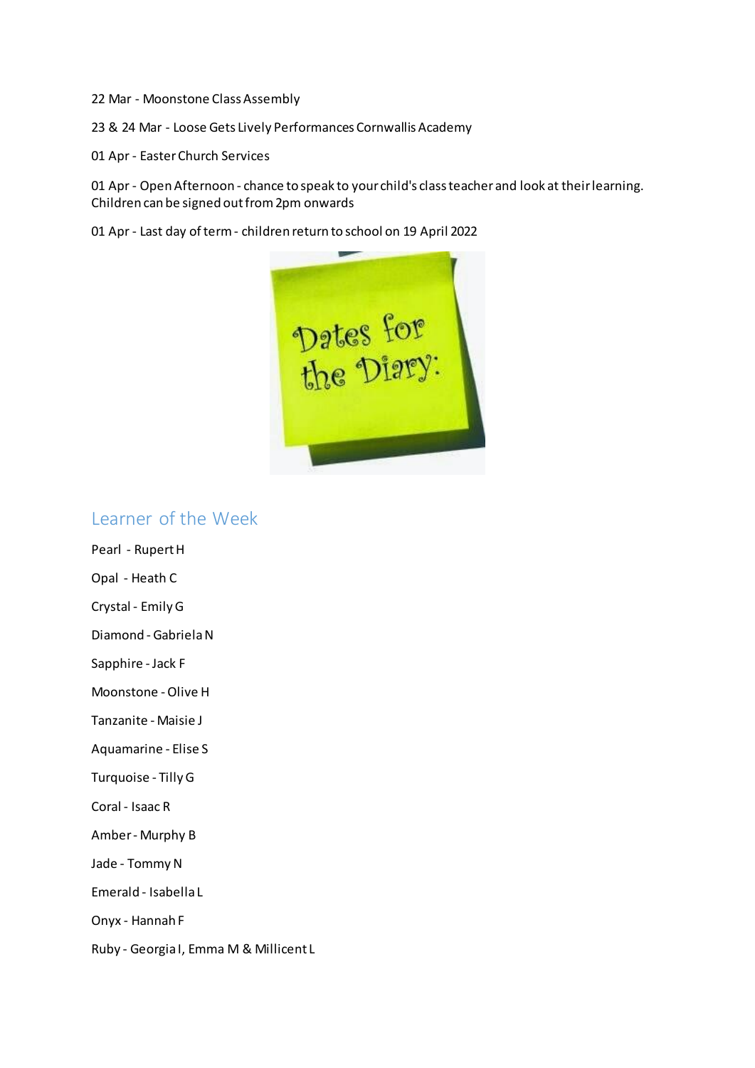22 Mar - Moonstone Class Assembly

23 & 24 Mar - Loose Gets Lively Performances Cornwallis Academy

01 Apr - Easter Church Services

01 Apr - Open Afternoon - chance to speak to your child's class teacher and look at their learning. Children can be signed out from 2pm onwards

01 Apr - Last day of term - children return to school on 19 April 2022

## Learner of the Week

Pearl - Rupert H

Opal - Heath C

Crystal - Emily G

Diamond - Gabriela N

Sapphire - Jack F

Moonstone - Olive H

Tanzanite - Maisie J

Aquamarine - Elise S

Turquoise - Tilly G

Coral - Isaac R

Amber - Murphy B

Jade - Tommy N

Emerald - Isabella L

Onyx - Hannah F

Ruby - Georgia I, Emma M & Millicent L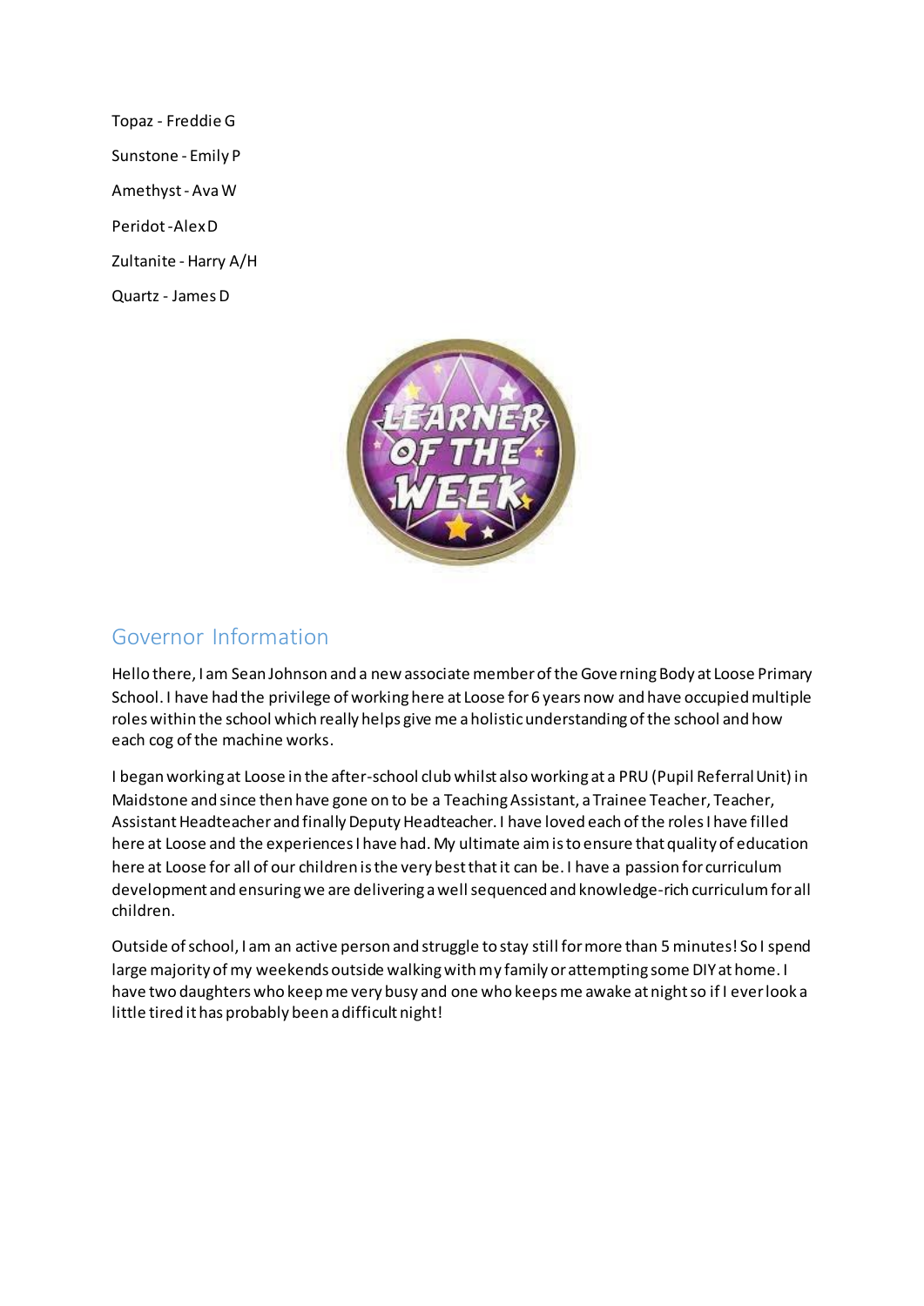Topaz - Freddie G

Sunstone - Emily P

Amethyst - Ava W

Peridot - Alex D

Zultanite - Harry A/H

Quartz - James D

## Governor Information

Hello there, I am Sean Johnson and a new associate member of the Governing Body at Loose Primary School. I have had the privilege of working here at Loose for 6 years now and have occupied multiple roles within the school which really helps give me a holistic understanding of the school and how each cog of the machine works.

I began working at Loose in the after-school club whilst also working at a PRU (Pupil Referral Unit) in Maidstone and since then have gone on to be a Teaching Assistant, a Trainee Teacher, Teacher, Assistant Headteacher and finally Deputy Headteacher. I have loved each of the roles I have filled here at Loose and the experiences I have had. My ultimate aim is to ensure that quality of education here at Loose for all of our children is the very best that it can be. I have a passion for curriculum development and ensuring we are delivering a well sequenced and knowledge-rich curriculum for all children.

Outside of school, I am an active person and struggle to stay still for more than 5 minutes! So I spend large majority of my weekends outside walking with my family or attempting some DIY at home. I have two daughters who keep me very busy and one who keeps me awake at night so if I ever look a little tired it has probably been a difficult night!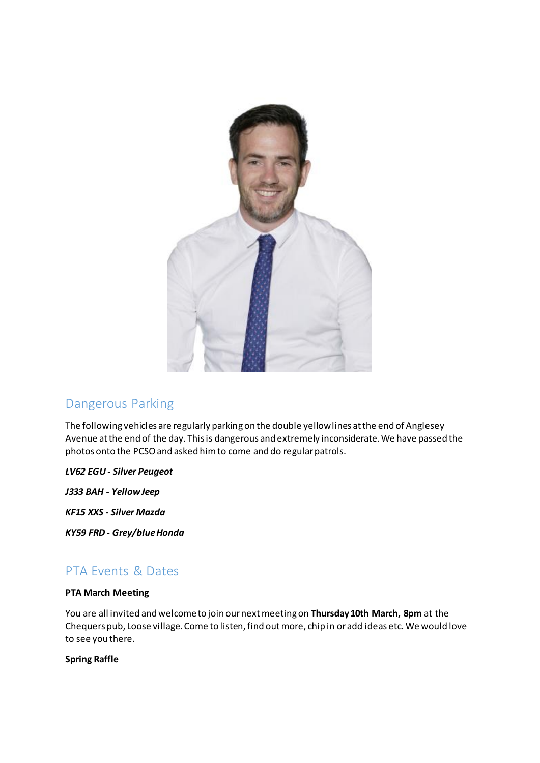## Dangerous Parking

The following vehicles are regularly parking on the double yellow lines at the end of Anglesey Avenue at the end of the day. This is dangerous and extremely inconsiderate. We have passed the photos onto the PCSO and asked him to come and do regular patrols.

***LV62 EGU - Silver Peugeot***

***J333 BAH - Yellow Jeep***

***KF15 XXS - Silver Mazda***

***KY59 FRD - Grey/blue Honda***

## PTA Events & Dates

**PTA March Meeting**

You are all invited and welcome to join our next meeting on **Thursday 10th March, 8pm** at the Chequers pub, Loose village. Come to listen, find out more, chip in or add ideas etc. We would love to see you there.

**Spring Raffle**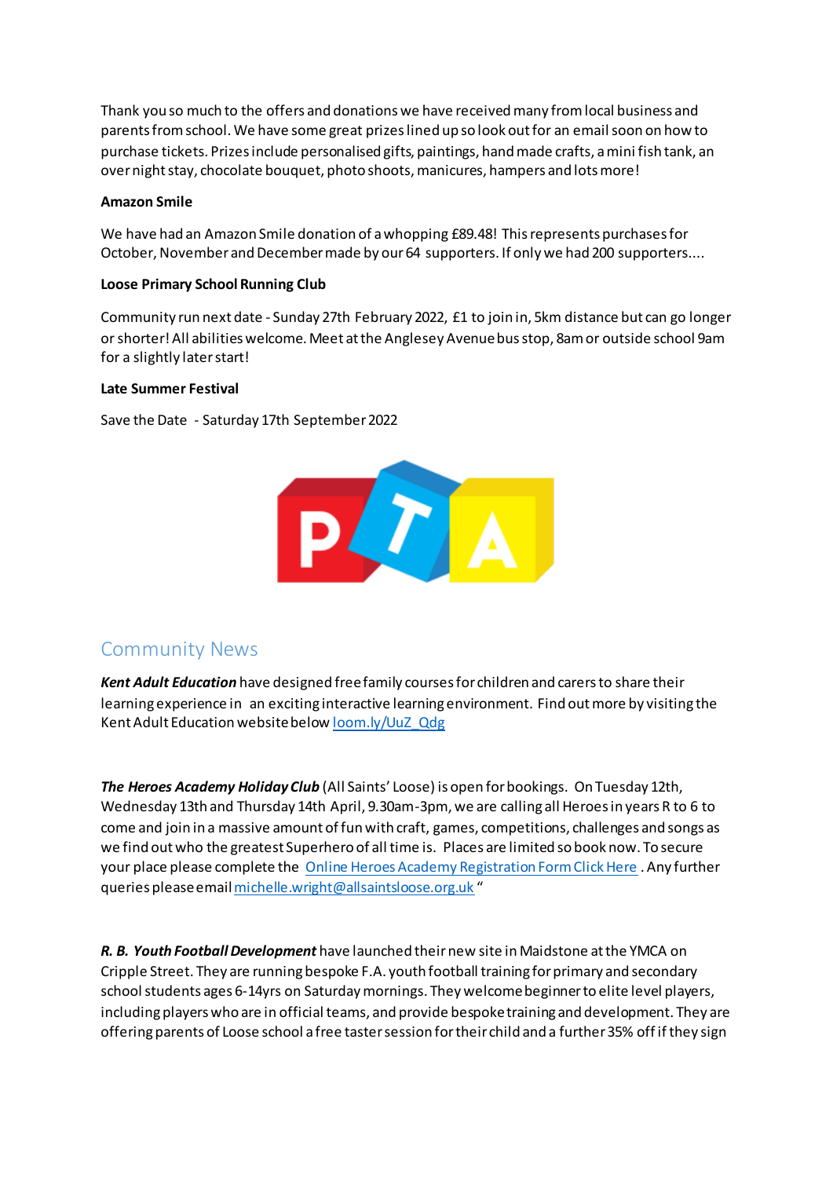Thank you so much to the offers and donations we have received many from local business and parents from school. We have some great prizes lined up so look out for an email soon on how to purchase tickets. Prizes include personalised gifts, paintings, hand made crafts, a mini fish tank, an over night stay, chocolate bouquet, photo shoots, manicures, hampers and lots more!

**Amazon Smile**

We have had an Amazon Smile donation of a whopping £89.48! This represents purchases for October, November and December made by our 64 supporters. If only we had 200 supporters....

**Loose Primary School Running Club**

Community run next date - Sunday 27th February 2022, £1 to join in, 5km distance but can go longer or shorter! All abilities welcome. Meet at the Anglesey Avenue bus stop, 8am or outside school 9am for a slightly later start!

**Late Summer Festival**

Save the Date - Saturday 17th September 2022

## Community News

***Kent Adult Education*** have designed free family courses for children and carers to share their learning experience in an exciting interactive learning environment. Find out more by visiting the Kent Adult Education website below [loom.ly/UuZ_Qdg](loom.ly/UuZ_Qdg)

***The Heroes Academy Holiday Club*** (All Saints' Loose) is open for bookings. On Tuesday 12th, Wednesday 13th and Thursday 14th April, 9.30am-3pm, we are calling all Heroes in years R to 6 to come and join in a massive amount of fun with craft, games, competitions, challenges and songs as we find out who the greatest Superhero of all time is. Places are limited so book now. To secure your place please complete the Online Heroes Academy Registration Form Click Here. Any further queries please email michelle.wright@allsaintsloose.org.uk "

***R. B. Youth Football Development*** have launched their new site in Maidstone at the YMCA on Cripple Street. They are running bespoke F.A. youth football training for primary and secondary school students ages 6-14yrs on Saturday mornings. They welcome beginner to elite level players, including players who are in official teams, and provide bespoke training and development. They are offering parents of Loose school a free taster session for their child and a further 35% off if they sign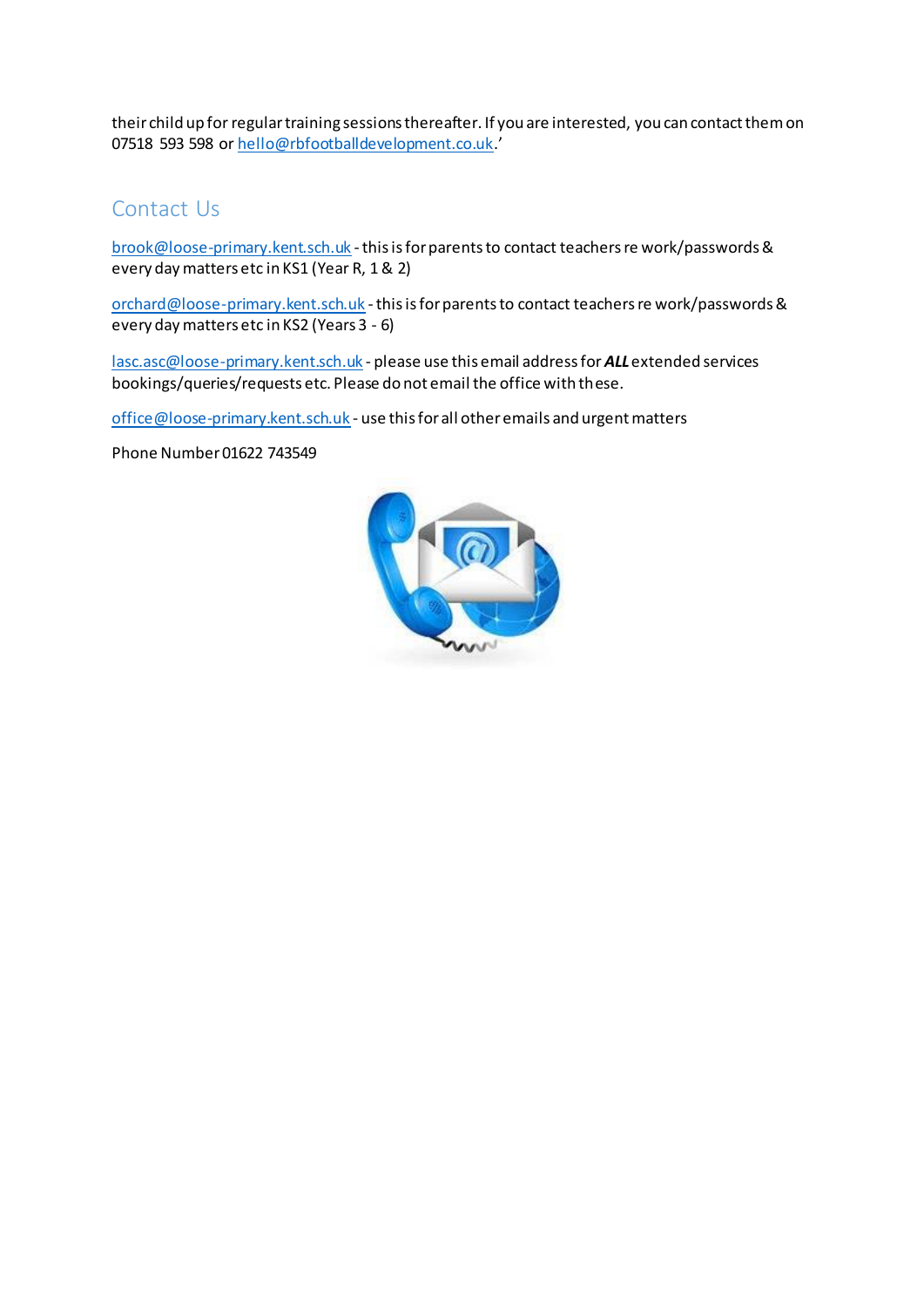their child up for regular training sessions thereafter. If you are interested, you can contact them on 07518 593 598 or hello@rbfootballdevelopment.co.uk.'

## Contact Us

brook@loose-primary.kent.sch.uk - this is for parents to contact teachers re work/passwords & every day matters etc in KS1 (Year R, 1 & 2)

orchard@loose-primary.kent.sch.uk - this is for parents to contact teachers re work/passwords & every day matters etc in KS2 (Years 3 - 6)

lasc.asc@loose-primary.kent.sch.uk - please use this email address for ***ALL*** extended services bookings/queries/requests etc. Please do not email the office with these.

office@loose-primary.kent.sch.uk - use this for all other emails and urgent matters

Phone Number 01622 743549